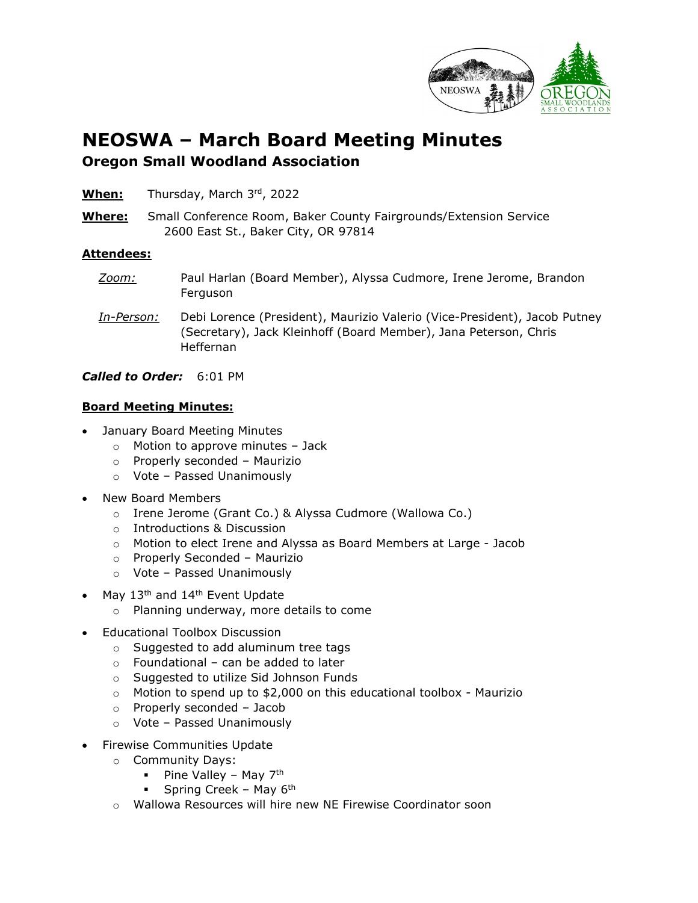# NEOSWA – March Board Meeting Minutes

## Oregon Small Woodland Association

**When:** Thursday, March 3rd, 2022

**Where:** Small Conference Room, Baker County Fairgrounds/Extension Service
2600 East St., Baker City, OR 97814

**Attendees:**

*Zoom:* Paul Harlan (Board Member), Alyssa Cudmore, Irene Jerome, Brandon Ferguson

*In-Person:* Debi Lorence (President), Maurizio Valerio (Vice-President), Jacob Putney (Secretary), Jack Kleinhoff (Board Member), Jana Peterson, Chris Heffernan

***Called to Order:*** 6:01 PM

**Board Meeting Minutes:**

- January Board Meeting Minutes
  - Motion to approve minutes – Jack
  - Properly seconded – Maurizio
  - Vote – Passed Unanimously
- New Board Members
  - Irene Jerome (Grant Co.) & Alyssa Cudmore (Wallowa Co.)
  - Introductions & Discussion
  - Motion to elect Irene and Alyssa as Board Members at Large - Jacob
  - Properly Seconded – Maurizio
  - Vote – Passed Unanimously
- May 13th and 14th Event Update
  - Planning underway, more details to come
- Educational Toolbox Discussion
  - Suggested to add aluminum tree tags
  - Foundational – can be added to later
  - Suggested to utilize Sid Johnson Funds
  - Motion to spend up to $2,000 on this educational toolbox - Maurizio
  - Properly seconded – Jacob
  - Vote – Passed Unanimously
- Firewise Communities Update
  - Community Days:
    - Pine Valley – May 7th
    - Spring Creek – May 6th
  - Wallowa Resources will hire new NE Firewise Coordinator soon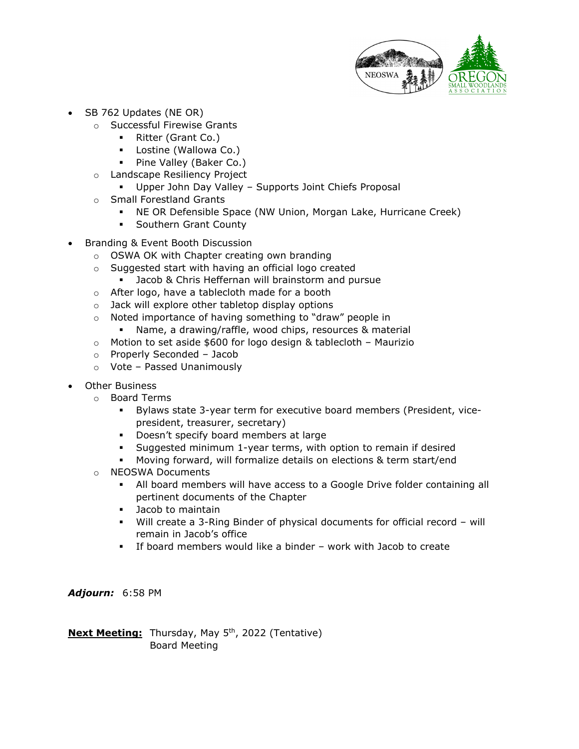- SB 762 Updates (NE OR)
  - Successful Firewise Grants
    - Ritter (Grant Co.)
    - Lostine (Wallowa Co.)
    - Pine Valley (Baker Co.)
  - Landscape Resiliency Project
    - Upper John Day Valley – Supports Joint Chiefs Proposal
  - Small Forestland Grants
    - NE OR Defensible Space (NW Union, Morgan Lake, Hurricane Creek)
    - Southern Grant County
- Branding & Event Booth Discussion
  - OSWA OK with Chapter creating own branding
  - Suggested start with having an official logo created
    - Jacob & Chris Heffernan will brainstorm and pursue
  - After logo, have a tablecloth made for a booth
  - Jack will explore other tabletop display options
  - Noted importance of having something to "draw" people in
    - Name, a drawing/raffle, wood chips, resources & material
  - Motion to set aside $600 for logo design & tablecloth – Maurizio
  - Properly Seconded – Jacob
  - Vote – Passed Unanimously
- Other Business
  - Board Terms
    - Bylaws state 3-year term for executive board members (President, vice-president, treasurer, secretary)
    - Doesn't specify board members at large
    - Suggested minimum 1-year terms, with option to remain if desired
    - Moving forward, will formalize details on elections & term start/end
  - NEOSWA Documents
    - All board members will have access to a Google Drive folder containing all pertinent documents of the Chapter
    - Jacob to maintain
    - Will create a 3-Ring Binder of physical documents for official record – will remain in Jacob's office
    - If board members would like a binder – work with Jacob to create

***Adjourn:*** 6:58 PM

**Next Meeting:** Thursday, May 5th, 2022 (Tentative)
Board Meeting